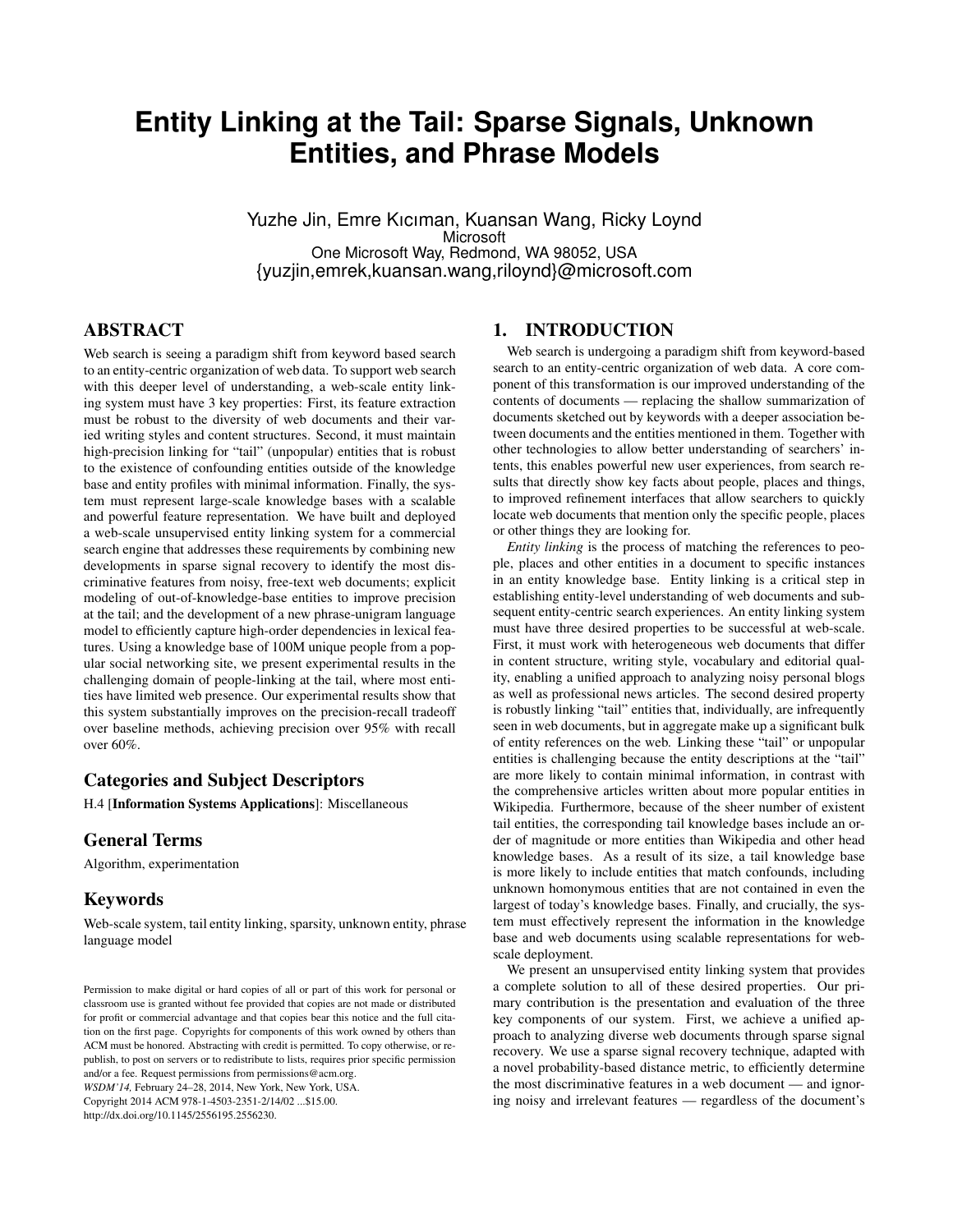# Entity Linking at the Tail: Sparse Signals, Unknown Entities, and Phrase Models

Yuzhe Jin, Emre Kıcıman, Kuansan Wang, Ricky Loynd
Microsoft
One Microsoft Way, Redmond, WA 98052, USA
{yuzjin,emrek,kuansan.wang,riloynd}@microsoft.com

## ABSTRACT

Web search is seeing a paradigm shift from keyword based search to an entity-centric organization of web data. To support web search with this deeper level of understanding, a web-scale entity linking system must have 3 key properties: First, its feature extraction must be robust to the diversity of web documents and their varied writing styles and content structures. Second, it must maintain high-precision linking for "tail" (unpopular) entities that is robust to the existence of confounding entities outside of the knowledge base and entity profiles with minimal information. Finally, the system must represent large-scale knowledge bases with a scalable and powerful feature representation. We have built and deployed a web-scale unsupervised entity linking system for a commercial search engine that addresses these requirements by combining new developments in sparse signal recovery to identify the most discriminative features from noisy, free-text web documents; explicit modeling of out-of-knowledge-base entities to improve precision at the tail; and the development of a new phrase-unigram language model to efficiently capture high-order dependencies in lexical features. Using a knowledge base of 100M unique people from a popular social networking site, we present experimental results in the challenging domain of people-linking at the tail, where most entities have limited web presence. Our experimental results show that this system substantially improves on the precision-recall tradeoff over baseline methods, achieving precision over 95% with recall over 60%.

### Categories and Subject Descriptors

H.4 [**Information Systems Applications**]: Miscellaneous

### General Terms

Algorithm, experimentation

### Keywords

Web-scale system, tail entity linking, sparsity, unknown entity, phrase language model

Permission to make digital or hard copies of all or part of this work for personal or classroom use is granted without fee provided that copies are not made or distributed for profit or commercial advantage and that copies bear this notice and the full citation on the first page. Copyrights for components of this work owned by others than ACM must be honored. Abstracting with credit is permitted. To copy otherwise, or republish, to post on servers or to redistribute to lists, requires prior specific permission and/or a fee. Request permissions from permissions@acm.org.
*WSDM'14,* February 24–28, 2014, New York, New York, USA.
Copyright 2014 ACM 978-1-4503-2351-2/14/02 ...$15.00.
http://dx.doi.org/10.1145/2556195.2556230.

## 1. INTRODUCTION

Web search is undergoing a paradigm shift from keyword-based search to an entity-centric organization of web data. A core component of this transformation is our improved understanding of the contents of documents — replacing the shallow summarization of documents sketched out by keywords with a deeper association between documents and the entities mentioned in them. Together with other technologies to allow better understanding of searchers' intents, this enables powerful new user experiences, from search results that directly show key facts about people, places and things, to improved refinement interfaces that allow searchers to quickly locate web documents that mention only the specific people, places or other things they are looking for.

*Entity linking* is the process of matching the references to people, places and other entities in a document to specific instances in an entity knowledge base. Entity linking is a critical step in establishing entity-level understanding of web documents and subsequent entity-centric search experiences. An entity linking system must have three desired properties to be successful at web-scale. First, it must work with heterogeneous web documents that differ in content structure, writing style, vocabulary and editorial quality, enabling a unified approach to analyzing noisy personal blogs as well as professional news articles. The second desired property is robustly linking "tail" entities that, individually, are infrequently seen in web documents, but in aggregate make up a significant bulk of entity references on the web. Linking these "tail" or unpopular entities is challenging because the entity descriptions at the "tail" are more likely to contain minimal information, in contrast with the comprehensive articles written about more popular entities in Wikipedia. Furthermore, because of the sheer number of existent tail entities, the corresponding tail knowledge bases include an order of magnitude or more entities than Wikipedia and other head knowledge bases. As a result of its size, a tail knowledge base is more likely to include entities that match confounds, including unknown homonymous entities that are not contained in even the largest of today's knowledge bases. Finally, and crucially, the system must effectively represent the information in the knowledge base and web documents using scalable representations for web-scale deployment.

We present an unsupervised entity linking system that provides a complete solution to all of these desired properties. Our primary contribution is the presentation and evaluation of the three key components of our system. First, we achieve a unified approach to analyzing diverse web documents through sparse signal recovery. We use a sparse signal recovery technique, adapted with a novel probability-based distance metric, to efficiently determine the most discriminative features in a web document — and ignoring noisy and irrelevant features — regardless of the document's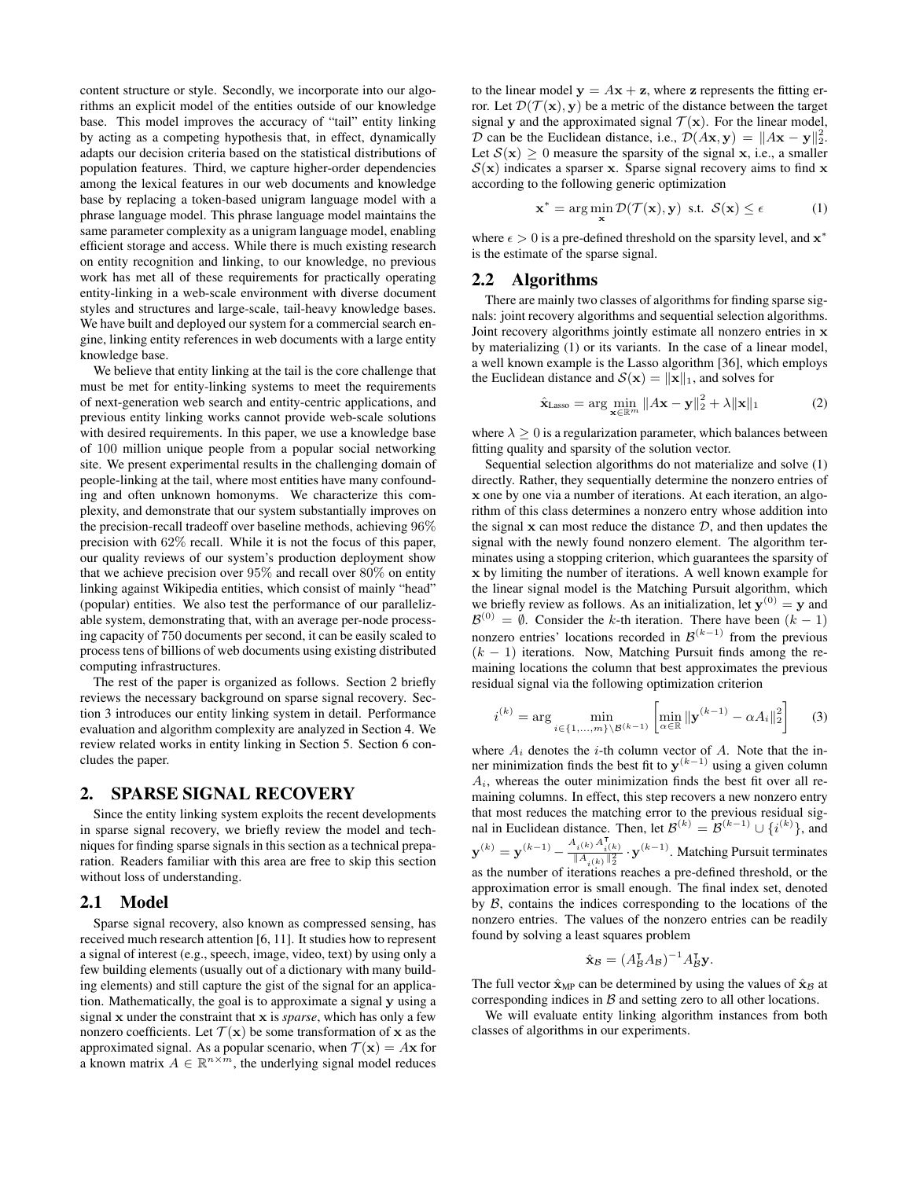content structure or style. Secondly, we incorporate into our algorithms an explicit model of the entities outside of our knowledge base. This model improves the accuracy of "tail" entity linking by acting as a competing hypothesis that, in effect, dynamically adapts our decision criteria based on the statistical distributions of population features. Third, we capture higher-order dependencies among the lexical features in our web documents and knowledge base by replacing a token-based unigram language model with a phrase language model. This phrase language model maintains the same parameter complexity as a unigram language model, enabling efficient storage and access. While there is much existing research on entity recognition and linking, to our knowledge, no previous work has met all of these requirements for practically operating entity-linking in a web-scale environment with diverse document styles and structures and large-scale, tail-heavy knowledge bases. We have built and deployed our system for a commercial search engine, linking entity references in web documents with a large entity knowledge base.

We believe that entity linking at the tail is the core challenge that must be met for entity-linking systems to meet the requirements of next-generation web search and entity-centric applications, and previous entity linking works cannot provide web-scale solutions with desired requirements. In this paper, we use a knowledge base of 100 million unique people from a popular social networking site. We present experimental results in the challenging domain of people-linking at the tail, where most entities have many confounding and often unknown homonyms. We characterize this complexity, and demonstrate that our system substantially improves on the precision-recall tradeoff over baseline methods, achieving 96% precision with 62% recall. While it is not the focus of this paper, our quality reviews of our system's production deployment show that we achieve precision over 95% and recall over 80% on entity linking against Wikipedia entities, which consist of mainly "head" (popular) entities. We also test the performance of our parallelizable system, demonstrating that, with an average per-node processing capacity of 750 documents per second, it can be easily scaled to process tens of billions of web documents using existing distributed computing infrastructures.

The rest of the paper is organized as follows. Section 2 briefly reviews the necessary background on sparse signal recovery. Section 3 introduces our entity linking system in detail. Performance evaluation and algorithm complexity are analyzed in Section 4. We review related works in entity linking in Section 5. Section 6 concludes the paper.

## 2. SPARSE SIGNAL RECOVERY

Since the entity linking system exploits the recent developments in sparse signal recovery, we briefly review the model and techniques for finding sparse signals in this section as a technical preparation. Readers familiar with this area are free to skip this section without loss of understanding.

### 2.1 Model

Sparse signal recovery, also known as compressed sensing, has received much research attention [6, 11]. It studies how to represent a signal of interest (e.g., speech, image, video, text) by using only a few building elements (usually out of a dictionary with many building elements) and still capture the gist of the signal for an application. Mathematically, the goal is to approximate a signal $\mathbf{y}$ using a signal $\mathbf{x}$ under the constraint that $\mathbf{x}$ is *sparse*, which has only a few nonzero coefficients. Let $\mathcal{T}(\mathbf{x})$ be some transformation of $\mathbf{x}$ as the approximated signal. As a popular scenario, when $\mathcal{T}(\mathbf{x}) = A\mathbf{x}$ for a known matrix $A \in \mathbb{R}^{n \times m}$, the underlying signal model reduces to the linear model $\mathbf{y} = A\mathbf{x} + \mathbf{z}$, where $\mathbf{z}$ represents the fitting error. Let $\mathcal{D}(\mathcal{T}(\mathbf{x}), \mathbf{y})$ be a metric of the distance between the target signal $\mathbf{y}$ and the approximated signal $\mathcal{T}(\mathbf{x})$. For the linear model, $\mathcal{D}$ can be the Euclidean distance, i.e., $\mathcal{D}(A\mathbf{x}, \mathbf{y}) = \|A\mathbf{x} - \mathbf{y}\|_2^2$. Let $\mathcal{S}(\mathbf{x}) \geq 0$ measure the sparsity of the signal $\mathbf{x}$, i.e., a smaller $\mathcal{S}(\mathbf{x})$ indicates a sparser $\mathbf{x}$. Sparse signal recovery aims to find $\mathbf{x}$ according to the following generic optimization

$$\mathbf{x}^* = \arg\min_{\mathbf{x}} \mathcal{D}(\mathcal{T}(\mathbf{x}), \mathbf{y}) \text{ s.t. } \mathcal{S}(\mathbf{x}) \leq \epsilon \tag{1}$$

where $\epsilon > 0$ is a pre-defined threshold on the sparsity level, and $\mathbf{x}^*$ is the estimate of the sparse signal.

### 2.2 Algorithms

There are mainly two classes of algorithms for finding sparse signals: joint recovery algorithms and sequential selection algorithms. Joint recovery algorithms jointly estimate all nonzero entries in $\mathbf{x}$ by materializing (1) or its variants. In the case of a linear model, a well known example is the Lasso algorithm [36], which employs the Euclidean distance and $\mathcal{S}(\mathbf{x}) = \|\mathbf{x}\|_1$, and solves for

$$\hat{\mathbf{x}}_{\text{Lasso}} = \arg\min_{\mathbf{x} \in \mathbb{R}^m} \|A\mathbf{x} - \mathbf{y}\|_2^2 + \lambda \|\mathbf{x}\|_1 \tag{2}$$

where $\lambda \geq 0$ is a regularization parameter, which balances between fitting quality and sparsity of the solution vector.

Sequential selection algorithms do not materialize and solve (1) directly. Rather, they sequentially determine the nonzero entries of $\mathbf{x}$ one by one via a number of iterations. At each iteration, an algorithm of this class determines a nonzero entry whose addition into the signal $\mathbf{x}$ can most reduce the distance $\mathcal{D}$, and then updates the signal with the newly found nonzero element. The algorithm terminates using a stopping criterion, which guarantees the sparsity of $\mathbf{x}$ by limiting the number of iterations. A well known example for the linear signal model is the Matching Pursuit algorithm, which we briefly review as follows. As an initialization, let $\mathbf{y}^{(0)} = \mathbf{y}$ and $\mathcal{B}^{(0)} = \emptyset$. Consider the $k$-th iteration. There have been $(k-1)$ nonzero entries' locations recorded in $\mathcal{B}^{(k-1)}$ from the previous $(k-1)$ iterations. Now, Matching Pursuit finds among the remaining locations the column that best approximates the previous residual signal via the following optimization criterion

$$i^{(k)} = \arg\min_{i \in \{1,\ldots,m\} \setminus \mathcal{B}^{(k-1)}} \left[ \min_{\alpha \in \mathbb{R}} \|\mathbf{y}^{(k-1)} - \alpha A_i\|_2^2 \right] \tag{3}$$

where $A_i$ denotes the $i$-th column vector of $A$. Note that the inner minimization finds the best fit to $\mathbf{y}^{(k-1)}$ using a given column $A_i$, whereas the outer minimization finds the best fit over all remaining columns. In effect, this step recovers a new nonzero entry that most reduces the matching error to the previous residual signal in Euclidean distance. Then, let $\mathcal{B}^{(k)} = \mathcal{B}^{(k-1)} \cup \{i^{(k)}\}$, and $\mathbf{y}^{(k)} = \mathbf{y}^{(k-1)} - \frac{A_{i^{(k)}} A_{i^{(k)}}^{\intercal}}{\|A_{i^{(k)}}\|_2^2} \cdot \mathbf{y}^{(k-1)}$. Matching Pursuit terminates as the number of iterations reaches a pre-defined threshold, or the approximation error is small enough. The final index set, denoted by $\mathcal{B}$, contains the indices corresponding to the locations of the nonzero entries. The values of the nonzero entries can be readily found by solving a least squares problem

$$\hat{\mathbf{x}}_{\mathcal{B}} = (A_{\mathcal{B}}^{\intercal} A_{\mathcal{B}})^{-1} A_{\mathcal{B}}^{\intercal} \mathbf{y}.$$

The full vector $\hat{\mathbf{x}}_{\text{MP}}$ can be determined by using the values of $\hat{\mathbf{x}}_{\mathcal{B}}$ at corresponding indices in $\mathcal{B}$ and setting zero to all other locations.

We will evaluate entity linking algorithm instances from both classes of algorithms in our experiments.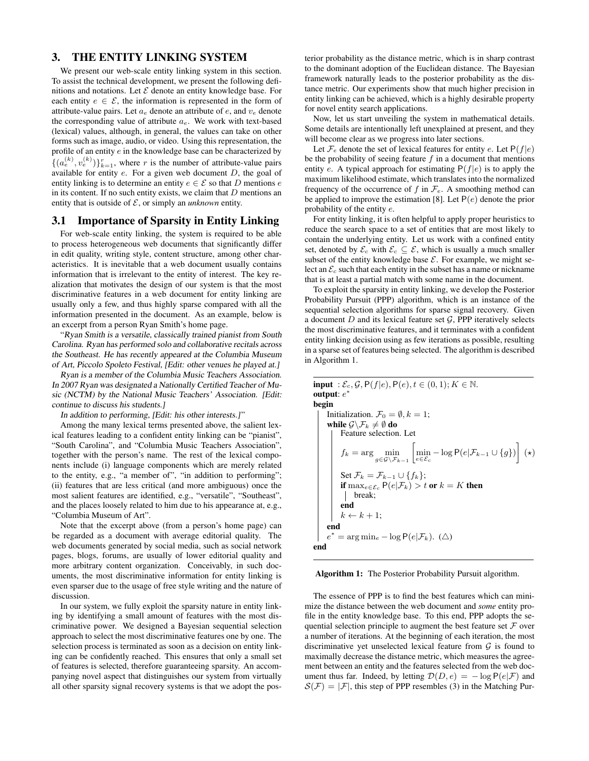## 3. THE ENTITY LINKING SYSTEM

We present our web-scale entity linking system in this section. To assist the technical development, we present the following definitions and notations. Let $\mathcal{E}$ denote an entity knowledge base. For each entity $e \in \mathcal{E}$, the information is represented in the form of attribute-value pairs. Let $a_e$ denote an attribute of $e$, and $v_e$ denote the corresponding value of attribute $a_e$. We work with text-based (lexical) values, although, in general, the values can take on other forms such as image, audio, or video. Using this representation, the profile of an entity $e$ in the knowledge base can be characterized by $\{(a_e^{(k)}, v_e^{(k)})\}_{k=1}^{r}$, where $r$ is the number of attribute-value pairs available for entity $e$. For a given web document $D$, the goal of entity linking is to determine an entity $e \in \mathcal{E}$ so that $D$ mentions $e$ in its content. If no such entity exists, we claim that $D$ mentions an entity that is outside of $\mathcal{E}$, or simply an *unknown* entity.

### 3.1 Importance of Sparsity in Entity Linking

For web-scale entity linking, the system is required to be able to process heterogeneous web documents that significantly differ in edit quality, writing style, content structure, among other characteristics. It is inevitable that a web document usually contains information that is irrelevant to the entity of interest. The key realization that motivates the design of our system is that the most discriminative features in a web document for entity linking are usually only a few, and thus highly sparse compared with all the information presented in the document. As an example, below is an excerpt from a person Ryan Smith's home page.

"*Ryan Smith is a versatile, classically trained pianist from South Carolina. Ryan has performed solo and collaborative recitals across the Southeast. He has recently appeared at the Columbia Museum of Art, Piccolo Spoleto Festival, [Edit: other venues he played at.]*

*Ryan is a member of the Columbia Music Teachers Association. In 2007 Ryan was designated a Nationally Certified Teacher of Music (NCTM) by the National Music Teachers' Association. [Edit: continue to discuss his students.]*

*In addition to performing, [Edit: his other interests.]*"

Among the many lexical terms presented above, the salient lexical features leading to a confident entity linking can be "pianist", "South Carolina", and "Columbia Music Teachers Association", together with the person's name. The rest of the lexical components include (i) language components which are merely related to the entity, e.g., "a member of", "in addition to performing"; (ii) features that are less critical (and more ambiguous) once the most salient features are identified, e.g., "versatile", "Southeast", and the places loosely related to him due to his appearance at, e.g., "Columbia Museum of Art".

Note that the excerpt above (from a person's home page) can be regarded as a document with average editorial quality. The web documents generated by social media, such as social network pages, blogs, forums, are usually of lower editorial quality and more arbitrary content organization. Conceivably, in such documents, the most discriminative information for entity linking is even sparser due to the usage of free style writing and the nature of discussion.

In our system, we fully exploit the sparsity nature in entity linking by identifying a small amount of features with the most discriminative power. We designed a Bayesian sequential selection approach to select the most discriminative features one by one. The selection process is terminated as soon as a decision on entity linking can be confidently reached. This ensures that only a small set of features is selected, therefore guaranteeing sparsity. An accompanying novel aspect that distinguishes our system from virtually all other sparsity signal recovery systems is that we adopt the posterior probability as the distance metric, which is in sharp contrast to the dominant adoption of the Euclidean distance. The Bayesian framework naturally leads to the posterior probability as the distance metric. Our experiments show that much higher precision in entity linking can be achieved, which is a highly desirable property for novel entity search applications.

Now, let us start unveiling the system in mathematical details. Some details are intentionally left unexplained at present, and they will become clear as we progress into later sections.

Let $\mathcal{F}_e$ denote the set of lexical features for entity $e$. Let $\mathsf{P}(f|e)$ be the probability of seeing feature $f$ in a document that mentions entity $e$. A typical approach for estimating $\mathsf{P}(f|e)$ is to apply the maximum likelihood estimate, which translates into the normalized frequency of the occurrence of $f$ in $\mathcal{F}_e$. A smoothing method can be applied to improve the estimation [8]. Let $\mathsf{P}(e)$ denote the prior probability of the entity $e$.

For entity linking, it is often helpful to apply proper heuristics to reduce the search space to a set of entities that are most likely to contain the underlying entity. Let us work with a confined entity set, denoted by $\mathcal{E}_c$ with $\mathcal{E}_c \subseteq \mathcal{E}$, which is usually a much smaller subset of the entity knowledge base $\mathcal{E}$. For example, we might select an $\mathcal{E}_c$ such that each entity in the subset has a name or nickname that is at least a partial match with some name in the document.

To exploit the sparsity in entity linking, we develop the Posterior Probability Pursuit (PPP) algorithm, which is an instance of the sequential selection algorithms for sparse signal recovery. Given a document $D$ and its lexical feature set $\mathcal{G}$, PPP iteratively selects the most discriminative features, and it terminates with a confident entity linking decision using as few iterations as possible, resulting in a sparse set of features being selected. The algorithm is described in Algorithm 1.

**input** : $\mathcal{E}_c, \mathcal{G}, \mathsf{P}(f|e), \mathsf{P}(e), t \in (0,1); K \in \mathbb{N}$.
**output**: $e^*$
**begin**
  Initialization. $\mathcal{F}_0 = \emptyset, k = 1$;
  **while** $\mathcal{G} \backslash \mathcal{F}_k \neq \emptyset$ **do**
    Feature selection. Let

$$f_k = \arg\min_{g \in \mathcal{G} \backslash \mathcal{F}_{k-1}} \left[ \min_{e \in \mathcal{E}_c} -\log \mathsf{P}(e|\mathcal{F}_{k-1} \cup \{g\}) \right] \ (\star)$$

    Set $\mathcal{F}_k = \mathcal{F}_{k-1} \cup \{f_k\}$;
    **if** $\max_{e \in \mathcal{E}_c} \mathsf{P}(e|\mathcal{F}_k) > t$ **or** $k = K$ **then**
      break;
    **end**
    $k \leftarrow k + 1$;
  **end**
  $e^* = \arg\min_e -\log \mathsf{P}(e|\mathcal{F}_k)$. $(\triangle)$
**end**

**Algorithm 1:** The Posterior Probability Pursuit algorithm.

The essence of PPP is to find the best features which can minimize the distance between the web document and *some* entity profile in the entity knowledge base. To this end, PPP adopts the sequential selection principle to augment the best feature set $\mathcal{F}$ over a number of iterations. At the beginning of each iteration, the most discriminative yet unselected lexical feature from $\mathcal{G}$ is found to maximally decrease the distance metric, which measures the agreement between an entity and the features selected from the web document thus far. Indeed, by letting $\mathcal{D}(D, e) = -\log \mathsf{P}(e|\mathcal{F})$ and $\mathcal{S}(\mathcal{F}) = |\mathcal{F}|$, this step of PPP resembles (3) in the Matching Pur-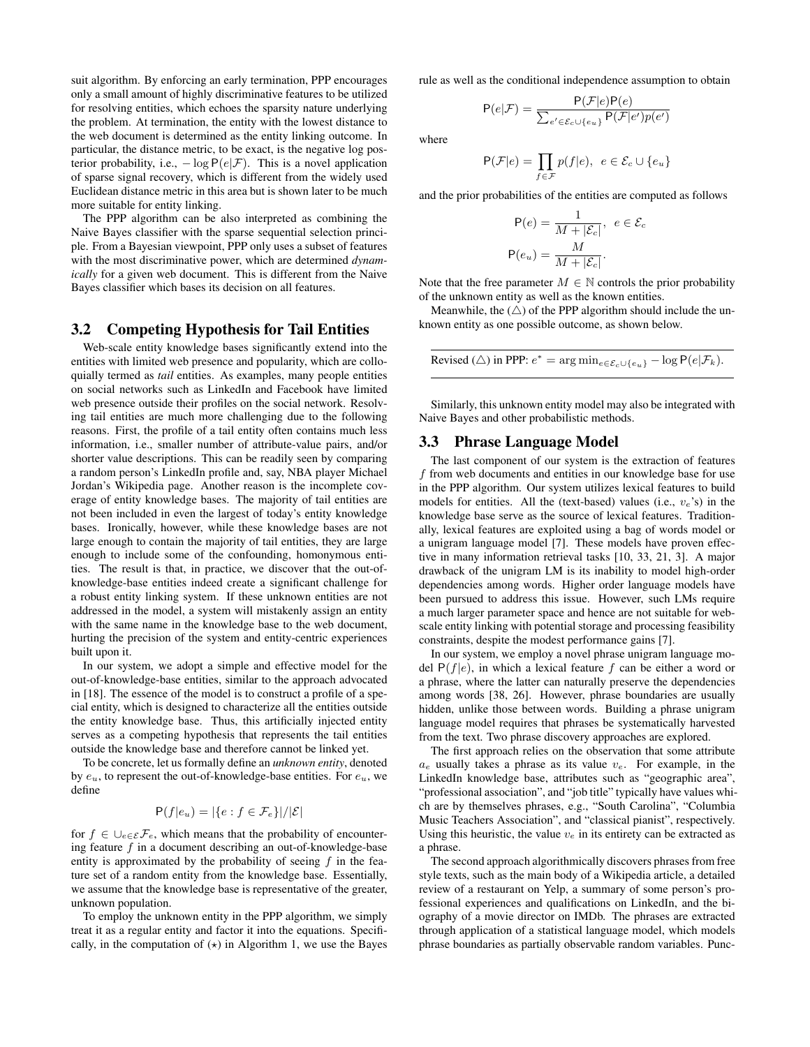suit algorithm. By enforcing an early termination, PPP encourages only a small amount of highly discriminative features to be utilized for resolving entities, which echoes the sparsity nature underlying the problem. At termination, the entity with the lowest distance to the web document is determined as the entity linking outcome. In particular, the distance metric, to be exact, is the negative log posterior probability, i.e., $-\log \mathsf{P}(e|\mathcal{F})$. This is a novel application of sparse signal recovery, which is different from the widely used Euclidean distance metric in this area but is shown later to be much more suitable for entity linking.

The PPP algorithm can be also interpreted as combining the Naive Bayes classifier with the sparse sequential selection principle. From a Bayesian viewpoint, PPP only uses a subset of features with the most discriminative power, which are determined *dynamically* for a given web document. This is different from the Naive Bayes classifier which bases its decision on all features.

## 3.2 Competing Hypothesis for Tail Entities

Web-scale entity knowledge bases significantly extend into the entities with limited web presence and popularity, which are colloquially termed as *tail* entities. As examples, many people entities on social networks such as LinkedIn and Facebook have limited web presence outside their profiles on the social network. Resolving tail entities are much more challenging due to the following reasons. First, the profile of a tail entity often contains much less information, i.e., smaller number of attribute-value pairs, and/or shorter value descriptions. This can be readily seen by comparing a random person's LinkedIn profile and, say, NBA player Michael Jordan's Wikipedia page. Another reason is the incomplete coverage of entity knowledge bases. The majority of tail entities are not been included in even the largest of today's entity knowledge bases. Ironically, however, while these knowledge bases are not large enough to contain the majority of tail entities, they are large enough to include some of the confounding, homonymous entities. The result is that, in practice, we discover that the out-of-knowledge-base entities indeed create a significant challenge for a robust entity linking system. If these unknown entities are not addressed in the model, a system will mistakenly assign an entity with the same name in the knowledge base to the web document, hurting the precision of the system and entity-centric experiences built upon it.

In our system, we adopt a simple and effective model for the out-of-knowledge-base entities, similar to the approach advocated in [18]. The essence of the model is to construct a profile of a special entity, which is designed to characterize all the entities outside the entity knowledge base. Thus, this artificially injected entity serves as a competing hypothesis that represents the tail entities outside the knowledge base and therefore cannot be linked yet.

To be concrete, let us formally define an *unknown entity*, denoted by $e_u$, to represent the out-of-knowledge-base entities. For $e_u$, we define

$$\mathsf{P}(f|e_u) = |\{e : f \in \mathcal{F}_e\}|/|\mathcal{E}|$$

for $f \in \cup_{e \in \mathcal{E}} \mathcal{F}_e$, which means that the probability of encountering feature $f$ in a document describing an out-of-knowledge-base entity is approximated by the probability of seeing $f$ in the feature set of a random entity from the knowledge base. Essentially, we assume that the knowledge base is representative of the greater, unknown population.

To employ the unknown entity in the PPP algorithm, we simply treat it as a regular entity and factor it into the equations. Specifically, in the computation of $(\star)$ in Algorithm 1, we use the Bayes rule as well as the conditional independence assumption to obtain

$$\mathsf{P}(e|\mathcal{F}) = \frac{\mathsf{P}(\mathcal{F}|e)\mathsf{P}(e)}{\sum_{e' \in \mathcal{E}_c \cup \{e_u\}} \mathsf{P}(\mathcal{F}|e')p(e')}$$

where

$$\mathsf{P}(\mathcal{F}|e) = \prod_{f \in \mathcal{F}} p(f|e), \;\; e \in \mathcal{E}_c \cup \{e_u\}$$

and the prior probabilities of the entities are computed as follows

$$\mathsf{P}(e) = \frac{1}{M + |\mathcal{E}_c|}, \;\; e \in \mathcal{E}_c$$

$$\mathsf{P}(e_u) = \frac{M}{M + |\mathcal{E}_c|}.$$

Note that the free parameter $M \in \mathbb{N}$ controls the prior probability of the unknown entity as well as the known entities.

Meanwhile, the $(\triangle)$ of the PPP algorithm should include the unknown entity as one possible outcome, as shown below.

Revised $(\triangle)$ in PPP: $e^* = \arg\min_{e \in \mathcal{E}_c \cup \{e_u\}} -\log \mathsf{P}(e|\mathcal{F}_k)$.

Similarly, this unknown entity model may also be integrated with Naive Bayes and other probabilistic methods.

## 3.3 Phrase Language Model

The last component of our system is the extraction of features $f$ from web documents and entities in our knowledge base for use in the PPP algorithm. Our system utilizes lexical features to build models for entities. All the (text-based) values (i.e., $v_e$'s) in the knowledge base serve as the source of lexical features. Traditionally, lexical features are exploited using a bag of words model or a unigram language model [7]. These models have proven effective in many information retrieval tasks [10, 33, 21, 3]. A major drawback of the unigram LM is its inability to model high-order dependencies among words. Higher order language models have been pursued to address this issue. However, such LMs require a much larger parameter space and hence are not suitable for web-scale entity linking with potential storage and processing feasibility constraints, despite the modest performance gains [7].

In our system, we employ a novel phrase unigram language model $\mathsf{P}(f|e)$, in which a lexical feature $f$ can be either a word or a phrase, where the latter can naturally preserve the dependencies among words [38, 26]. However, phrase boundaries are usually hidden, unlike those between words. Building a phrase unigram language model requires that phrases be systematically harvested from the text. Two phrase discovery approaches are explored.

The first approach relies on the observation that some attribute $a_e$ usually takes a phrase as its value $v_e$. For example, in the LinkedIn knowledge base, attributes such as "geographic area", "professional association", and "job title" typically have values which are by themselves phrases, e.g., "South Carolina", "Columbia Music Teachers Association", and "classical pianist", respectively. Using this heuristic, the value $v_e$ in its entirety can be extracted as a phrase.

The second approach algorithmically discovers phrases from free style texts, such as the main body of a Wikipedia article, a detailed review of a restaurant on Yelp, a summary of some person's professional experiences and qualifications on LinkedIn, and the biography of a movie director on IMDb. The phrases are extracted through application of a statistical language model, which models phrase boundaries as partially observable random variables. Punc-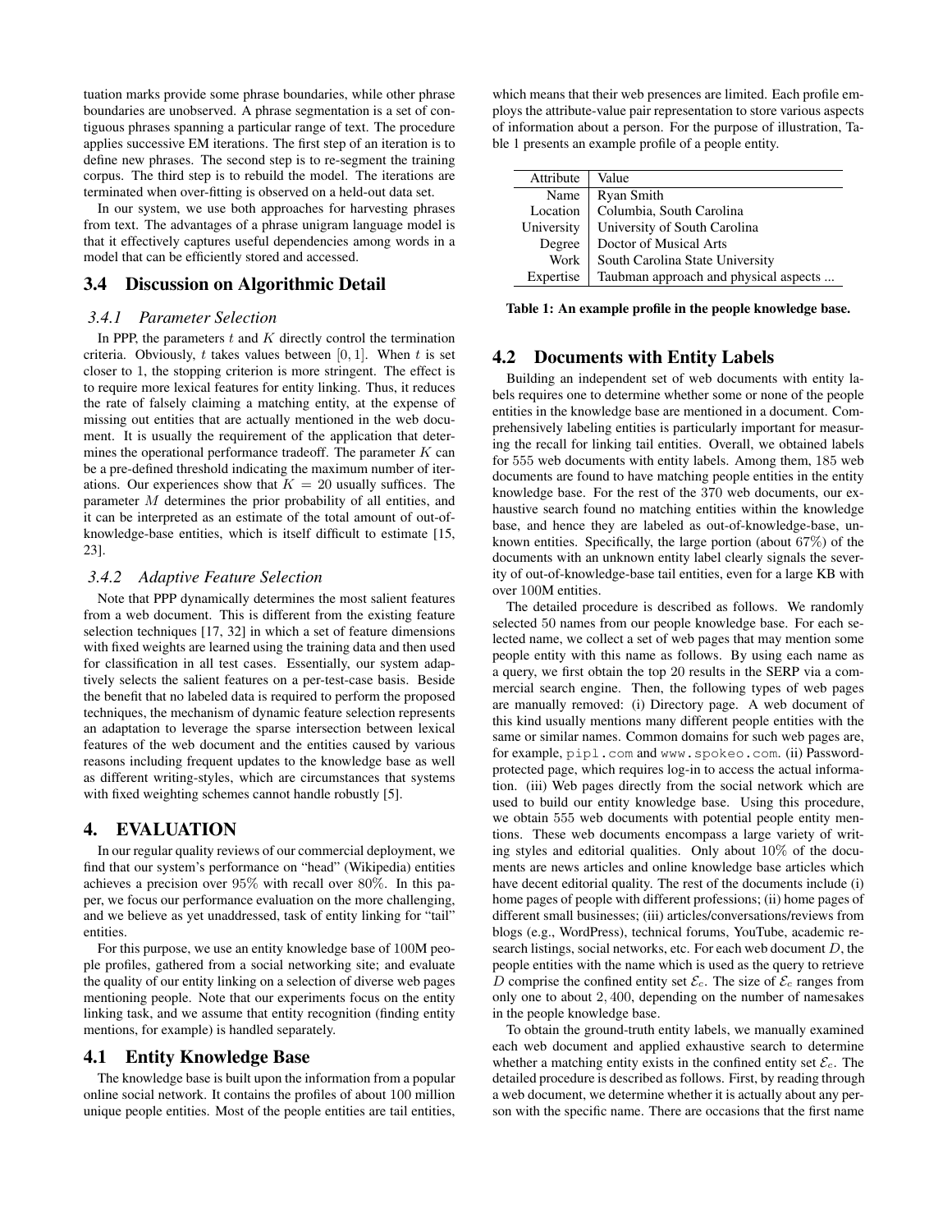tuation marks provide some phrase boundaries, while other phrase boundaries are unobserved. A phrase segmentation is a set of contiguous phrases spanning a particular range of text. The procedure applies successive EM iterations. The first step of an iteration is to define new phrases. The second step is to re-segment the training corpus. The third step is to rebuild the model. The iterations are terminated when over-fitting is observed on a held-out data set.

In our system, we use both approaches for harvesting phrases from text. The advantages of a phrase unigram language model is that it effectively captures useful dependencies among words in a model that can be efficiently stored and accessed.

## 3.4 Discussion on Algorithmic Detail

### 3.4.1 Parameter Selection

In PPP, the parameters $t$ and $K$ directly control the termination criteria. Obviously, $t$ takes values between $[0, 1]$. When $t$ is set closer to 1, the stopping criterion is more stringent. The effect is to require more lexical features for entity linking. Thus, it reduces the rate of falsely claiming a matching entity, at the expense of missing out entities that are actually mentioned in the web document. It is usually the requirement of the application that determines the operational performance tradeoff. The parameter $K$ can be a pre-defined threshold indicating the maximum number of iterations. Our experiences show that $K = 20$ usually suffices. The parameter $M$ determines the prior probability of all entities, and it can be interpreted as an estimate of the total amount of out-of-knowledge-base entities, which is itself difficult to estimate [15, 23].

### 3.4.2 Adaptive Feature Selection

Note that PPP dynamically determines the most salient features from a web document. This is different from the existing feature selection techniques [17, 32] in which a set of feature dimensions with fixed weights are learned using the training data and then used for classification in all test cases. Essentially, our system adaptively selects the salient features on a per-test-case basis. Beside the benefit that no labeled data is required to perform the proposed techniques, the mechanism of dynamic feature selection represents an adaptation to leverage the sparse intersection between lexical features of the web document and the entities caused by various reasons including frequent updates to the knowledge base as well as different writing-styles, which are circumstances that systems with fixed weighting schemes cannot handle robustly [5].

# 4. EVALUATION

In our regular quality reviews of our commercial deployment, we find that our system's performance on "head" (Wikipedia) entities achieves a precision over $95\%$ with recall over $80\%$. In this paper, we focus our performance evaluation on the more challenging, and we believe as yet unaddressed, task of entity linking for "tail" entities.

For this purpose, we use an entity knowledge base of 100M people profiles, gathered from a social networking site; and evaluate the quality of our entity linking on a selection of diverse web pages mentioning people. Note that our experiments focus on the entity linking task, and we assume that entity recognition (finding entity mentions, for example) is handled separately.

## 4.1 Entity Knowledge Base

The knowledge base is built upon the information from a popular online social network. It contains the profiles of about 100 million unique people entities. Most of the people entities are tail entities, which means that their web presences are limited. Each profile employs the attribute-value pair representation to store various aspects of information about a person. For the purpose of illustration, Table 1 presents an example profile of a people entity.

| Attribute | Value |
|---|---|
| Name | Ryan Smith |
| Location | Columbia, South Carolina |
| University | University of South Carolina |
| Degree | Doctor of Musical Arts |
| Work | South Carolina State University |
| Expertise | Taubman approach and physical aspects ... |

**Table 1: An example profile in the people knowledge base.**

## 4.2 Documents with Entity Labels

Building an independent set of web documents with entity labels requires one to determine whether some or none of the people entities in the knowledge base are mentioned in a document. Comprehensively labeling entities is particularly important for measuring the recall for linking tail entities. Overall, we obtained labels for $555$ web documents with entity labels. Among them, $185$ web documents are found to have matching people entities in the entity knowledge base. For the rest of the $370$ web documents, our exhaustive search found no matching entities within the knowledge base, and hence they are labeled as out-of-knowledge-base, unknown entities. Specifically, the large portion (about $67\%$) of the documents with an unknown entity label clearly signals the severity of out-of-knowledge-base tail entities, even for a large KB with over 100M entities.

The detailed procedure is described as follows. We randomly selected 50 names from our people knowledge base. For each selected name, we collect a set of web pages that may mention some people entity with this name as follows. By using each name as a query, we first obtain the top 20 results in the SERP via a commercial search engine. Then, the following types of web pages are manually removed: (i) Directory page. A web document of this kind usually mentions many different people entities with the same or similar names. Common domains for such web pages are, for example, `pipl.com` and `www.spokeo.com`. (ii) Password-protected page, which requires log-in to access the actual information. (iii) Web pages directly from the social network which are used to build our entity knowledge base. Using this procedure, we obtain $555$ web documents with potential people entity mentions. These web documents encompass a large variety of writing styles and editorial qualities. Only about $10\%$ of the documents are news articles and online knowledge base articles which have decent editorial quality. The rest of the documents include (i) home pages of people with different professions; (ii) home pages of different small businesses; (iii) articles/conversations/reviews from blogs (e.g., WordPress), technical forums, YouTube, academic research listings, social networks, etc. For each web document $D$, the people entities with the name which is used as the query to retrieve $D$ comprise the confined entity set $\mathcal{E}_c$. The size of $\mathcal{E}_c$ ranges from only one to about $2,400$, depending on the number of namesakes in the people knowledge base.

To obtain the ground-truth entity labels, we manually examined each web document and applied exhaustive search to determine whether a matching entity exists in the confined entity set $\mathcal{E}_c$. The detailed procedure is described as follows. First, by reading through a web document, we determine whether it is actually about any person with the specific name. There are occasions that the first name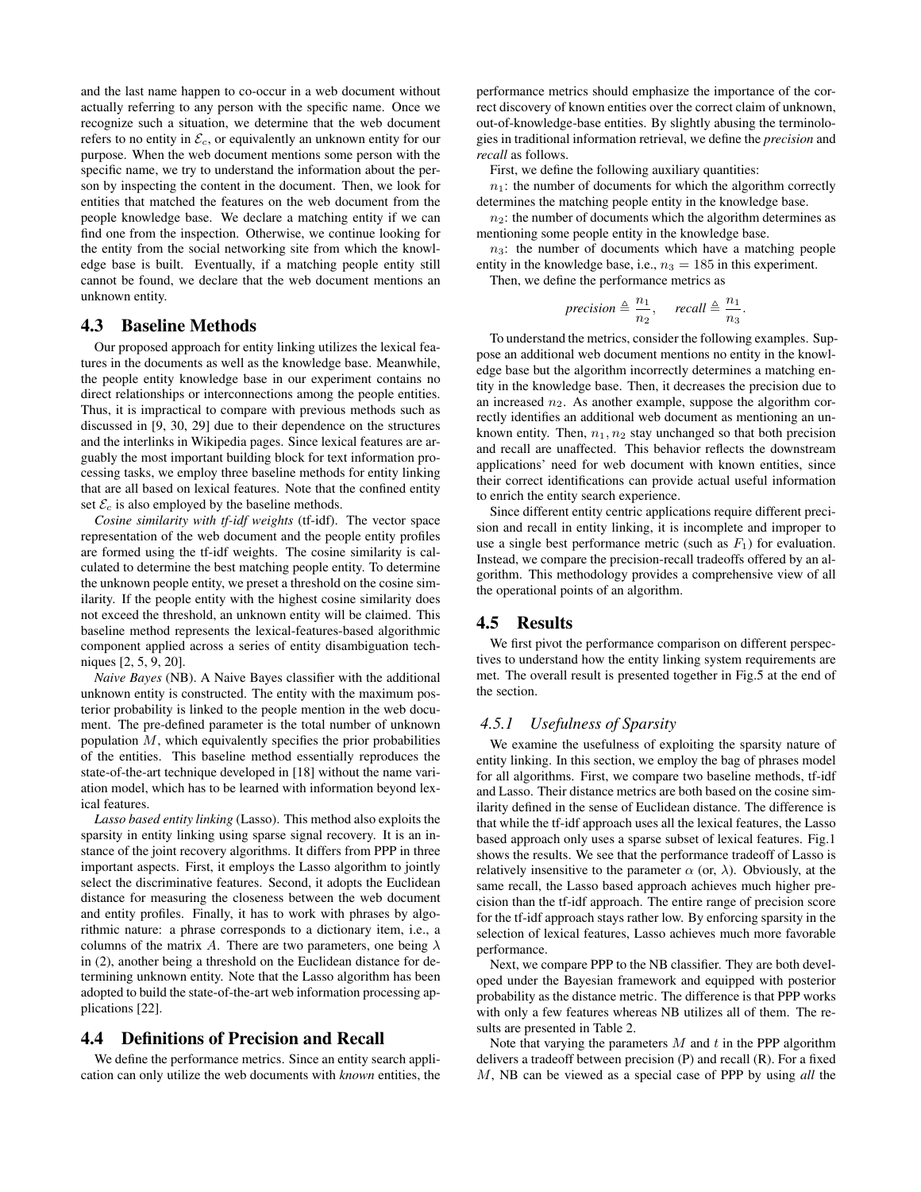and the last name happen to co-occur in a web document without actually referring to any person with the specific name. Once we recognize such a situation, we determine that the web document refers to no entity in $\mathcal{E}_c$, or equivalently an unknown entity for our purpose. When the web document mentions some person with the specific name, we try to understand the information about the person by inspecting the content in the document. Then, we look for entities that matched the features on the web document from the people knowledge base. We declare a matching entity if we can find one from the inspection. Otherwise, we continue looking for the entity from the social networking site from which the knowledge base is built. Eventually, if a matching people entity still cannot be found, we declare that the web document mentions an unknown entity.

## 4.3 Baseline Methods

Our proposed approach for entity linking utilizes the lexical features in the documents as well as the knowledge base. Meanwhile, the people entity knowledge base in our experiment contains no direct relationships or interconnections among the people entities. Thus, it is impractical to compare with previous methods such as discussed in [9, 30, 29] due to their dependence on the structures and the interlinks in Wikipedia pages. Since lexical features are arguably the most important building block for text information processing tasks, we employ three baseline methods for entity linking that are all based on lexical features. Note that the confined entity set $\mathcal{E}_c$ is also employed by the baseline methods.

*Cosine similarity with tf-idf weights* (tf-idf). The vector space representation of the web document and the people entity profiles are formed using the tf-idf weights. The cosine similarity is calculated to determine the best matching people entity. To determine the unknown people entity, we preset a threshold on the cosine similarity. If the people entity with the highest cosine similarity does not exceed the threshold, an unknown entity will be claimed. This baseline method represents the lexical-features-based algorithmic component applied across a series of entity disambiguation techniques [2, 5, 9, 20].

*Naive Bayes* (NB). A Naive Bayes classifier with the additional unknown entity is constructed. The entity with the maximum posterior probability is linked to the people mention in the web document. The pre-defined parameter is the total number of unknown population $M$, which equivalently specifies the prior probabilities of the entities. This baseline method essentially reproduces the state-of-the-art technique developed in [18] without the name variation model, which has to be learned with information beyond lexical features.

*Lasso based entity linking* (Lasso). This method also exploits the sparsity in entity linking using sparse signal recovery. It is an instance of the joint recovery algorithms. It differs from PPP in three important aspects. First, it employs the Lasso algorithm to jointly select the discriminative features. Second, it adopts the Euclidean distance for measuring the closeness between the web document and entity profiles. Finally, it has to work with phrases by algorithmic nature: a phrase corresponds to a dictionary item, i.e., a columns of the matrix $A$. There are two parameters, one being $\lambda$ in (2), another being a threshold on the Euclidean distance for determining unknown entity. Note that the Lasso algorithm has been adopted to build the state-of-the-art web information processing applications [22].

## 4.4 Definitions of Precision and Recall

We define the performance metrics. Since an entity search application can only utilize the web documents with *known* entities, the performance metrics should emphasize the importance of the correct discovery of known entities over the correct claim of unknown, out-of-knowledge-base entities. By slightly abusing the terminologies in traditional information retrieval, we define the *precision* and *recall* as follows.

First, we define the following auxiliary quantities:

$n_1$: the number of documents for which the algorithm correctly determines the matching people entity in the knowledge base.

$n_2$: the number of documents which the algorithm determines as mentioning some people entity in the knowledge base.

$n_3$: the number of documents which have a matching people entity in the knowledge base, i.e., $n_3 = 185$ in this experiment.

Then, we define the performance metrics as

$$\textit{precision} \triangleq \frac{n_1}{n_2}, \quad \textit{recall} \triangleq \frac{n_1}{n_3}.$$

To understand the metrics, consider the following examples. Suppose an additional web document mentions no entity in the knowledge base but the algorithm incorrectly determines a matching entity in the knowledge base. Then, it decreases the precision due to an increased $n_2$. As another example, suppose the algorithm correctly identifies an additional web document as mentioning an unknown entity. Then, $n_1, n_2$ stay unchanged so that both precision and recall are unaffected. This behavior reflects the downstream applications' need for web document with known entities, since their correct identifications can provide actual useful information to enrich the entity search experience.

Since different entity centric applications require different precision and recall in entity linking, it is incomplete and improper to use a single best performance metric (such as $F_1$) for evaluation. Instead, we compare the precision-recall tradeoffs offered by an algorithm. This methodology provides a comprehensive view of all the operational points of an algorithm.

## 4.5 Results

We first pivot the performance comparison on different perspectives to understand how the entity linking system requirements are met. The overall result is presented together in Fig.5 at the end of the section.

### 4.5.1 Usefulness of Sparsity

We examine the usefulness of exploiting the sparsity nature of entity linking. In this section, we employ the bag of phrases model for all algorithms. First, we compare two baseline methods, tf-idf and Lasso. Their distance metrics are both based on the cosine similarity defined in the sense of Euclidean distance. The difference is that while the tf-idf approach uses all the lexical features, the Lasso based approach only uses a sparse subset of lexical features. Fig.1 shows the results. We see that the performance tradeoff of Lasso is relatively insensitive to the parameter $\alpha$ (or, $\lambda$). Obviously, at the same recall, the Lasso based approach achieves much higher precision than the tf-idf approach. The entire range of precision score for the tf-idf approach stays rather low. By enforcing sparsity in the selection of lexical features, Lasso achieves much more favorable performance.

Next, we compare PPP to the NB classifier. They are both developed under the Bayesian framework and equipped with posterior probability as the distance metric. The difference is that PPP works with only a few features whereas NB utilizes all of them. The results are presented in Table 2.

Note that varying the parameters $M$ and $t$ in the PPP algorithm delivers a tradeoff between precision (P) and recall (R). For a fixed $M$, NB can be viewed as a special case of PPP by using *all* the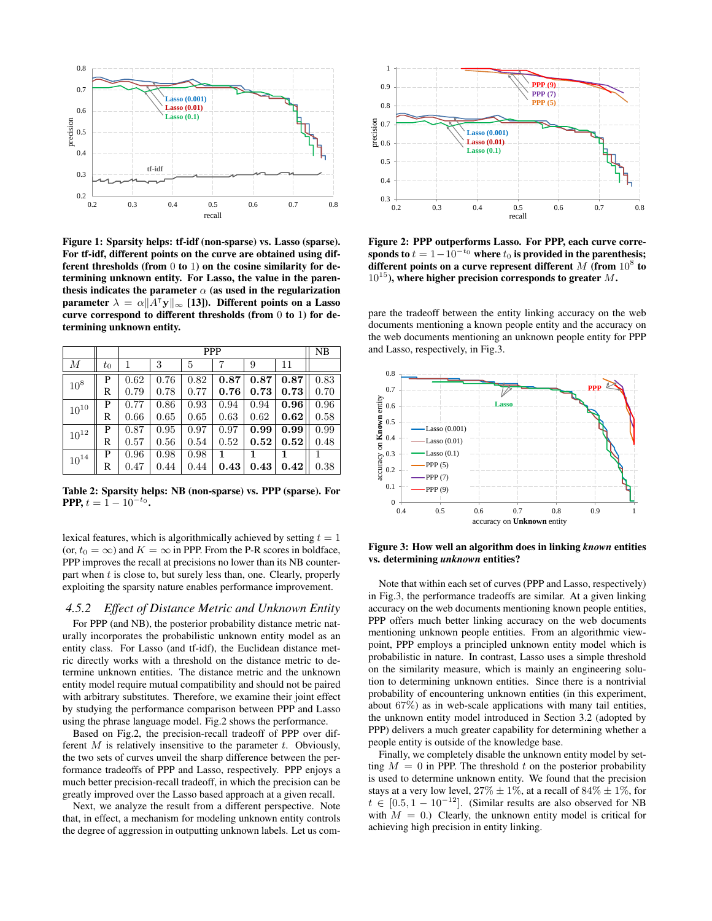**Figure 1: Sparsity helps: tf-idf (non-sparse) vs. Lasso (sparse). For tf-idf, different points on the curve are obtained using different thresholds (from 0 to 1) on the cosine similarity for determining unknown entity. For Lasso, the value in the parenthesis indicates the parameter $\alpha$ (as used in the regularization parameter $\lambda = \alpha\|A^{\intercal}\mathbf{y}\|_\infty$ [13]). Different points on a Lasso curve correspond to different thresholds (from 0 to 1) for determining unknown entity.**

| $M$ | $t_0$ | PPP 1 | 3 | 5 | 7 | 9 | 11 | NB |
|---|---|---|---|---|---|---|---|---|
| $10^8$ | P | 0.62 | 0.76 | 0.82 | **0.87** | **0.87** | **0.87** | 0.83 |
| | R | 0.79 | 0.78 | 0.77 | **0.76** | **0.73** | **0.73** | 0.70 |
| $10^{10}$ | P | 0.77 | 0.86 | 0.93 | 0.94 | 0.94 | **0.96** | 0.96 |
| | R | 0.66 | 0.65 | 0.65 | 0.63 | 0.62 | **0.62** | 0.58 |
| $10^{12}$ | P | 0.87 | 0.95 | 0.97 | 0.97 | **0.99** | **0.99** | 0.99 |
| | R | 0.57 | 0.56 | 0.54 | 0.52 | **0.52** | **0.52** | 0.48 |
| $10^{14}$ | P | 0.96 | 0.98 | 0.98 | **1** | **1** | **1** | 1 |
| | R | 0.47 | 0.44 | 0.44 | **0.43** | **0.43** | **0.42** | 0.38 |

**Table 2: Sparsity helps: NB (non-sparse) vs. PPP (sparse). For PPP, $t = 1 - 10^{-t_0}$.**

lexical features, which is algorithmically achieved by setting $t = 1$ (or, $t_0 = \infty$) and $K = \infty$ in PPP. From the P-R scores in boldface, PPP improves the recall at precisions no lower than its NB counterpart when $t$ is close to, but surely less than, one. Clearly, properly exploiting the sparsity nature enables performance improvement.

### 4.5.2 Effect of Distance Metric and Unknown Entity

For PPP (and NB), the posterior probability distance metric naturally incorporates the probabilistic unknown entity model as an entity class. For Lasso (and tf-idf), the Euclidean distance metric directly works with a threshold on the distance metric to determine unknown entities. The distance metric and the unknown entity model require mutual compatibility and should not be paired with arbitrary substitutes. Therefore, we examine their joint effect by studying the performance comparison between PPP and Lasso using the phrase language model. Fig.2 shows the performance.

Based on Fig.2, the precision-recall tradeoff of PPP over different $M$ is relatively insensitive to the parameter $t$. Obviously, the two sets of curves unveil the sharp difference between the performance tradeoffs of PPP and Lasso, respectively. PPP enjoys a much better precision-recall tradeoff, in which the precision can be greatly improved over the Lasso based approach at a given recall.

Next, we analyze the result from a different perspective. Note that, in effect, a mechanism for modeling unknown entity controls the degree of aggression in outputting unknown labels. Let us compare the tradeoff between the entity linking accuracy on the web documents mentioning a known people entity and the accuracy on the web documents mentioning an unknown people entity for PPP and Lasso, respectively, in Fig.3.

**Figure 2: PPP outperforms Lasso. For PPP, each curve corresponds to $t = 1 - 10^{-t_0}$ where $t_0$ is provided in the parenthesis; different points on a curve represent different $M$ (from $10^8$ to $10^{15}$), where higher precision corresponds to greater $M$.**

**Figure 3: How well an algorithm does in linking *known* entities vs. determining *unknown* entities?**

Note that within each set of curves (PPP and Lasso, respectively) in Fig.3, the performance tradeoffs are similar. At a given linking accuracy on the web documents mentioning known people entities, PPP offers much better linking accuracy on the web documents mentioning unknown people entities. From an algorithmic viewpoint, PPP employs a principled unknown entity model which is probabilistic in nature. In contrast, Lasso uses a simple threshold on the similarity measure, which is mainly an engineering solution to determining unknown entities. Since there is a nontrivial probability of encountering unknown entities (in this experiment, about 67%) as in web-scale applications with many tail entities, the unknown entity model introduced in Section 3.2 (adopted by PPP) delivers a much greater capability for determining whether a people entity is outside of the knowledge base.

Finally, we completely disable the unknown entity model by setting $M = 0$ in PPP. The threshold $t$ on the posterior probability is used to determine unknown entity. We found that the precision stays at a very low level, $27\% \pm 1\%$, at a recall of $84\% \pm 1\%$, for $t \in [0.5, 1 - 10^{-12}]$. (Similar results are also observed for NB with $M = 0$.) Clearly, the unknown entity model is critical for achieving high precision in entity linking.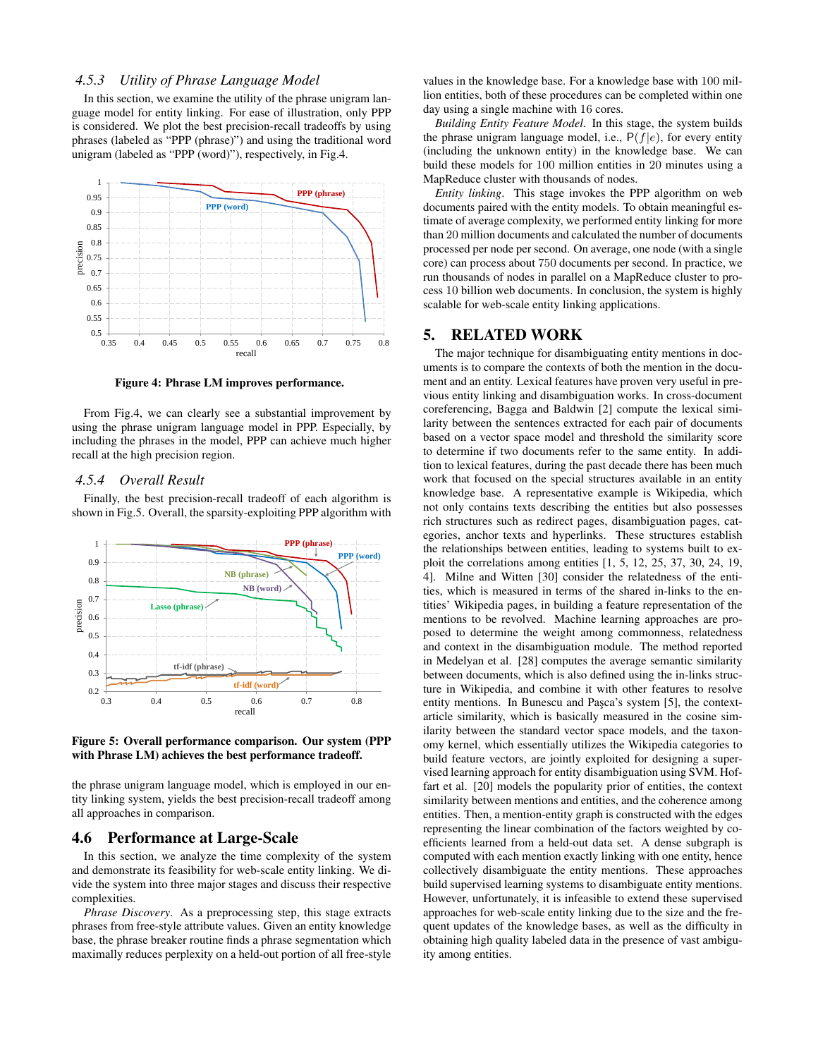### 4.5.3 *Utility of Phrase Language Model*

In this section, we examine the utility of the phrase unigram language model for entity linking. For ease of illustration, only PPP is considered. We plot the best precision-recall tradeoffs by using phrases (labeled as "PPP (phrase)") and using the traditional word unigram (labeled as "PPP (word)"), respectively, in Fig.4.

**Figure 4: Phrase LM improves performance.**

From Fig.4, we can clearly see a substantial improvement by using the phrase unigram language model in PPP. Especially, by including the phrases in the model, PPP can achieve much higher recall at the high precision region.

### 4.5.4 *Overall Result*

Finally, the best precision-recall tradeoff of each algorithm is shown in Fig.5. Overall, the sparsity-exploiting PPP algorithm with the phrase unigram language model, which is employed in our entity linking system, yields the best precision-recall tradeoff among all approaches in comparison.

**Figure 5: Overall performance comparison. Our system (PPP with Phrase LM) achieves the best performance tradeoff.**

## 4.6 Performance at Large-Scale

In this section, we analyze the time complexity of the system and demonstrate its feasibility for web-scale entity linking. We divide the system into three major stages and discuss their respective complexities.

*Phrase Discovery*. As a preprocessing step, this stage extracts phrases from free-style attribute values. Given an entity knowledge base, the phrase breaker routine finds a phrase segmentation which maximally reduces perplexity on a held-out portion of all free-style values in the knowledge base. For a knowledge base with 100 million entities, both of these procedures can be completed within one day using a single machine with 16 cores.

*Building Entity Feature Model*. In this stage, the system builds the phrase unigram language model, i.e., $\mathsf{P}(f|e)$, for every entity (including the unknown entity) in the knowledge base. We can build these models for 100 million entities in 20 minutes using a MapReduce cluster with thousands of nodes.

*Entity linking*. This stage invokes the PPP algorithm on web documents paired with the entity models. To obtain meaningful estimate of average complexity, we performed entity linking for more than 20 million documents and calculated the number of documents processed per node per second. On average, one node (with a single core) can process about 750 documents per second. In practice, we run thousands of nodes in parallel on a MapReduce cluster to process 10 billion web documents. In conclusion, the system is highly scalable for web-scale entity linking applications.

# 5. RELATED WORK

The major technique for disambiguating entity mentions in documents is to compare the contexts of both the mention in the document and an entity. Lexical features have proven very useful in previous entity linking and disambiguation works. In cross-document coreferencing, Bagga and Baldwin [2] compute the lexical similarity between the sentences extracted for each pair of documents based on a vector space model and threshold the similarity score to determine if two documents refer to the same entity. In addition to lexical features, during the past decade there has been much work that focused on the special structures available in an entity knowledge base. A representative example is Wikipedia, which not only contains texts describing the entities but also possesses rich structures such as redirect pages, disambiguation pages, categories, anchor texts and hyperlinks. These structures establish the relationships between entities, leading to systems built to exploit the correlations among entities [1, 5, 12, 25, 37, 30, 24, 19, 4]. Milne and Witten [30] consider the relatedness of the entities, which is measured in terms of the shared in-links to the entities' Wikipedia pages, in building a feature representation of the mentions to be revolved. Machine learning approaches are proposed to determine the weight among commonness, relatedness and context in the disambiguation module. The method reported in Medelyan et al. [28] computes the average semantic similarity between documents, which is also defined using the in-links structure in Wikipedia, and combine it with other features to resolve entity mentions. In Bunescu and Paşca's system [5], the context-article similarity, which is basically measured in the cosine similarity between the standard vector space models, and the taxonomy kernel, which essentially utilizes the Wikipedia categories to build feature vectors, are jointly exploited for designing a supervised learning approach for entity disambiguation using SVM. Hoffart et al. [20] models the popularity prior of entities, the context similarity between mentions and entities, and the coherence among entities. Then, a mention-entity graph is constructed with the edges representing the linear combination of the factors weighted by coefficients learned from a held-out data set. A dense subgraph is computed with each mention exactly linking with one entity, hence collectively disambiguate the entity mentions. These approaches build supervised learning systems to disambiguate entity mentions. However, unfortunately, it is infeasible to extend these supervised approaches for web-scale entity linking due to the size and the frequent updates of the knowledge bases, as well as the difficulty in obtaining high quality labeled data in the presence of vast ambiguity among entities.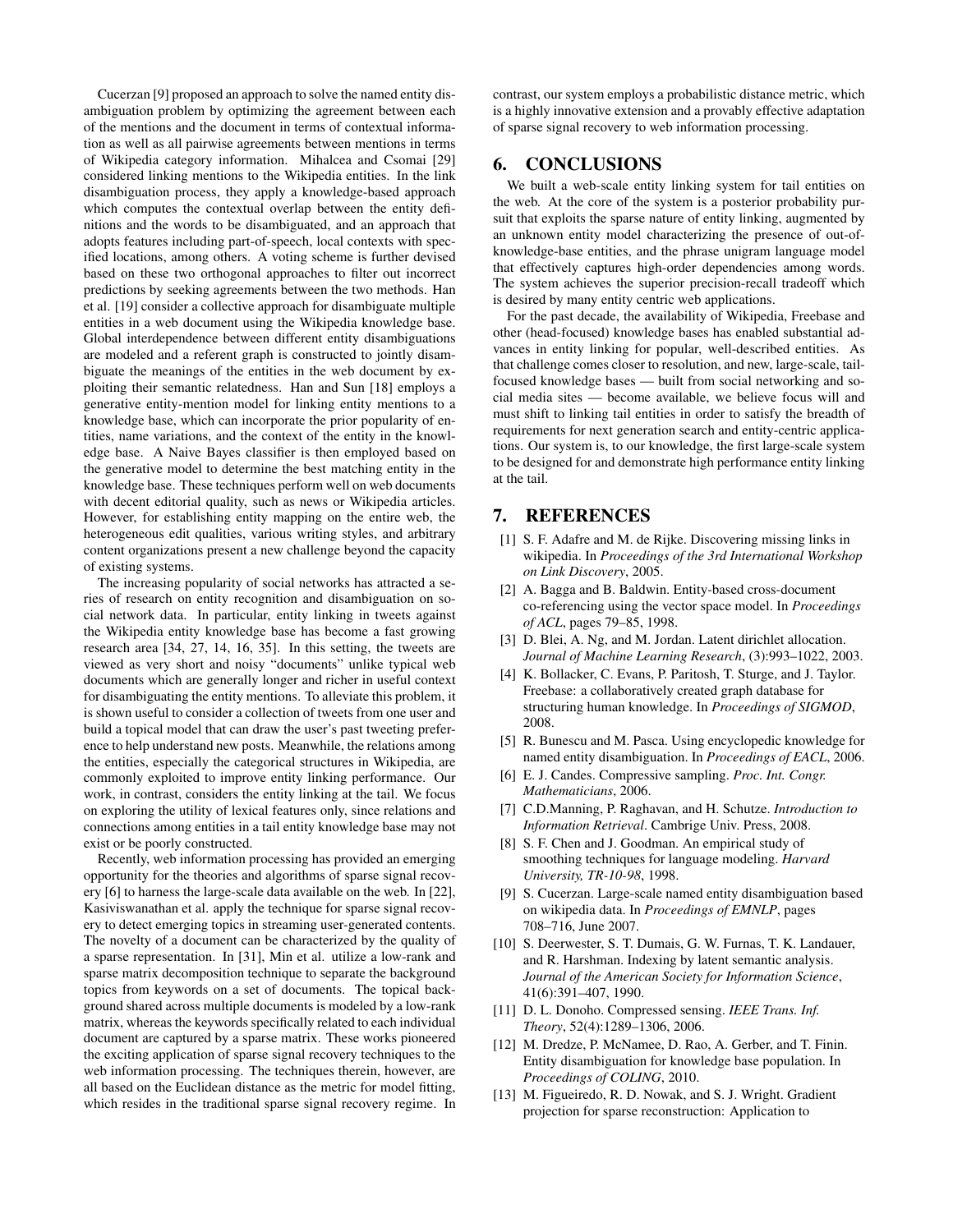Cucerzan [9] proposed an approach to solve the named entity disambiguation problem by optimizing the agreement between each of the mentions and the document in terms of contextual information as well as all pairwise agreements between mentions in terms of Wikipedia category information. Mihalcea and Csomai [29] considered linking mentions to the Wikipedia entities. In the link disambiguation process, they apply a knowledge-based approach which computes the contextual overlap between the entity definitions and the words to be disambiguated, and an approach that adopts features including part-of-speech, local contexts with specified locations, among others. A voting scheme is further devised based on these two orthogonal approaches to filter out incorrect predictions by seeking agreements between the two methods. Han et al. [19] consider a collective approach for disambiguate multiple entities in a web document using the Wikipedia knowledge base. Global interdependence between different entity disambiguations are modeled and a referent graph is constructed to jointly disambiguate the meanings of the entities in the web document by exploiting their semantic relatedness. Han and Sun [18] employs a generative entity-mention model for linking entity mentions to a knowledge base, which can incorporate the prior popularity of entities, name variations, and the context of the entity in the knowledge base. A Naive Bayes classifier is then employed based on the generative model to determine the best matching entity in the knowledge base. These techniques perform well on web documents with decent editorial quality, such as news or Wikipedia articles. However, for establishing entity mapping on the entire web, the heterogeneous edit qualities, various writing styles, and arbitrary content organizations present a new challenge beyond the capacity of existing systems.

The increasing popularity of social networks has attracted a series of research on entity recognition and disambiguation on social network data. In particular, entity linking in tweets against the Wikipedia entity knowledge base has become a fast growing research area [34, 27, 14, 16, 35]. In this setting, the tweets are viewed as very short and noisy "documents" unlike typical web documents which are generally longer and richer in useful context for disambiguating the entity mentions. To alleviate this problem, it is shown useful to consider a collection of tweets from one user and build a topical model that can draw the user's past tweeting preference to help understand new posts. Meanwhile, the relations among the entities, especially the categorical structures in Wikipedia, are commonly exploited to improve entity linking performance. Our work, in contrast, considers the entity linking at the tail. We focus on exploring the utility of lexical features only, since relations and connections among entities in a tail entity knowledge base may not exist or be poorly constructed.

Recently, web information processing has provided an emerging opportunity for the theories and algorithms of sparse signal recovery [6] to harness the large-scale data available on the web. In [22], Kasiviswanathan et al. apply the technique for sparse signal recovery to detect emerging topics in streaming user-generated contents. The novelty of a document can be characterized by the quality of a sparse representation. In [31], Min et al. utilize a low-rank and sparse matrix decomposition technique to separate the background topics from keywords on a set of documents. The topical background shared across multiple documents is modeled by a low-rank matrix, whereas the keywords specifically related to each individual document are captured by a sparse matrix. These works pioneered the exciting application of sparse signal recovery techniques to the web information processing. The techniques therein, however, are all based on the Euclidean distance as the metric for model fitting, which resides in the traditional sparse signal recovery regime. In contrast, our system employs a probabilistic distance metric, which is a highly innovative extension and a provably effective adaptation of sparse signal recovery to web information processing.

## 6. CONCLUSIONS

We built a web-scale entity linking system for tail entities on the web. At the core of the system is a posterior probability pursuit that exploits the sparse nature of entity linking, augmented by an unknown entity model characterizing the presence of out-of-knowledge-base entities, and the phrase unigram language model that effectively captures high-order dependencies among words. The system achieves the superior precision-recall tradeoff which is desired by many entity centric web applications.

For the past decade, the availability of Wikipedia, Freebase and other (head-focused) knowledge bases has enabled substantial advances in entity linking for popular, well-described entities. As that challenge comes closer to resolution, and new, large-scale, tail-focused knowledge bases — built from social networking and social media sites — become available, we believe focus will and must shift to linking tail entities in order to satisfy the breadth of requirements for next generation search and entity-centric applications. Our system is, to our knowledge, the first large-scale system to be designed for and demonstrate high performance entity linking at the tail.

## 7. REFERENCES

[1] S. F. Adafre and M. de Rijke. Discovering missing links in wikipedia. In *Proceedings of the 3rd International Workshop on Link Discovery*, 2005.

[2] A. Bagga and B. Baldwin. Entity-based cross-document co-referencing using the vector space model. In *Proceedings of ACL*, pages 79–85, 1998.

[3] D. Blei, A. Ng, and M. Jordan. Latent dirichlet allocation. *Journal of Machine Learning Research*, (3):993–1022, 2003.

[4] K. Bollacker, C. Evans, P. Paritosh, T. Sturge, and J. Taylor. Freebase: a collaboratively created graph database for structuring human knowledge. In *Proceedings of SIGMOD*, 2008.

[5] R. Bunescu and M. Pasca. Using encyclopedic knowledge for named entity disambiguation. In *Proceedings of EACL*, 2006.

[6] E. J. Candes. Compressive sampling. *Proc. Int. Congr. Mathematicians*, 2006.

[7] C.D.Manning, P. Raghavan, and H. Schutze. *Introduction to Information Retrieval*. Cambrige Univ. Press, 2008.

[8] S. F. Chen and J. Goodman. An empirical study of smoothing techniques for language modeling. *Harvard University, TR-10-98*, 1998.

[9] S. Cucerzan. Large-scale named entity disambiguation based on wikipedia data. In *Proceedings of EMNLP*, pages 708–716, June 2007.

[10] S. Deerwester, S. T. Dumais, G. W. Furnas, T. K. Landauer, and R. Harshman. Indexing by latent semantic analysis. *Journal of the American Society for Information Science*, 41(6):391–407, 1990.

[11] D. L. Donoho. Compressed sensing. *IEEE Trans. Inf. Theory*, 52(4):1289–1306, 2006.

[12] M. Dredze, P. McNamee, D. Rao, A. Gerber, and T. Finin. Entity disambiguation for knowledge base population. In *Proceedings of COLING*, 2010.

[13] M. Figueiredo, R. D. Nowak, and S. J. Wright. Gradient projection for sparse reconstruction: Application to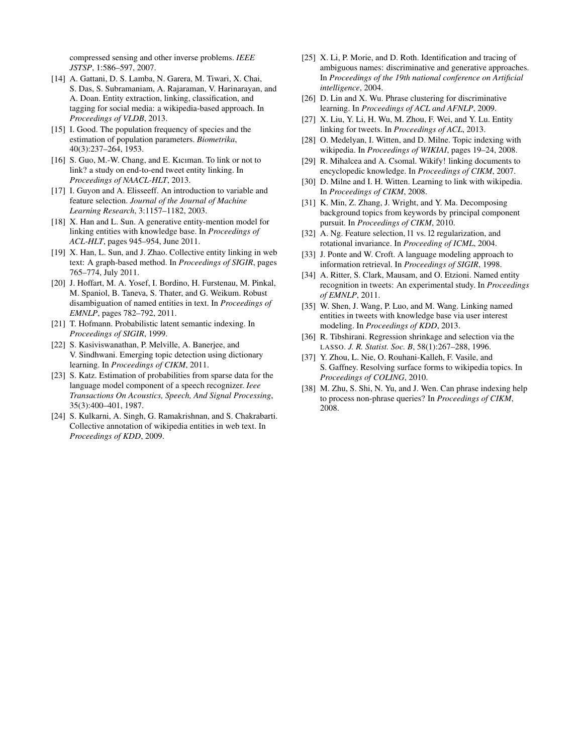compressed sensing and other inverse problems. *IEEE JSTSP*, 1:586–597, 2007.

[14] A. Gattani, D. S. Lamba, N. Garera, M. Tiwari, X. Chai, S. Das, S. Subramaniam, A. Rajaraman, V. Harinarayan, and A. Doan. Entity extraction, linking, classification, and tagging for social media: a wikipedia-based approach. In *Proceedings of VLDB*, 2013.

[15] I. Good. The population frequency of species and the estimation of population parameters. *Biometrika*, 40(3):237–264, 1953.

[16] S. Guo, M.-W. Chang, and E. Kıcıman. To link or not to link? a study on end-to-end tweet entity linking. In *Proceedings of NAACL-HLT*, 2013.

[17] I. Guyon and A. Elisseeff. An introduction to variable and feature selection. *Journal of the Journal of Machine Learning Research*, 3:1157–1182, 2003.

[18] X. Han and L. Sun. A generative entity-mention model for linking entities with knowledge base. In *Proceedings of ACL-HLT*, pages 945–954, June 2011.

[19] X. Han, L. Sun, and J. Zhao. Collective entity linking in web text: A graph-based method. In *Proceedings of SIGIR*, pages 765–774, July 2011.

[20] J. Hoffart, M. A. Yosef, I. Bordino, H. Furstenau, M. Pinkal, M. Spaniol, B. Taneva, S. Thater, and G. Weikum. Robust disambiguation of named entities in text. In *Proceedings of EMNLP*, pages 782–792, 2011.

[21] T. Hofmann. Probabilistic latent semantic indexing. In *Proceedings of SIGIR*, 1999.

[22] S. Kasiviswanathan, P. Melville, A. Banerjee, and V. Sindhwani. Emerging topic detection using dictionary learning. In *Proceedings of CIKM*, 2011.

[23] S. Katz. Estimation of probabilities from sparse data for the language model component of a speech recognizer. *Ieee Transactions On Acoustics, Speech, And Signal Processing*, 35(3):400–401, 1987.

[24] S. Kulkarni, A. Singh, G. Ramakrishnan, and S. Chakrabarti. Collective annotation of wikipedia entities in web text. In *Proceedings of KDD*, 2009.

[25] X. Li, P. Morie, and D. Roth. Identification and tracing of ambiguous names: discriminative and generative approaches. In *Proceedings of the 19th national conference on Artificial intelligence*, 2004.

[26] D. Lin and X. Wu. Phrase clustering for discriminative learning. In *Proceedings of ACL and AFNLP*, 2009.

[27] X. Liu, Y. Li, H. Wu, M. Zhou, F. Wei, and Y. Lu. Entity linking for tweets. In *Proceedings of ACL*, 2013.

[28] O. Medelyan, I. Witten, and D. Milne. Topic indexing with wikipedia. In *Proceedings of WIKIAI*, pages 19–24, 2008.

[29] R. Mihalcea and A. Csomal. Wikify! linking documents to encyclopedic knowledge. In *Proceedings of CIKM*, 2007.

[30] D. Milne and I. H. Witten. Learning to link with wikipedia. In *Proceedings of CIKM*, 2008.

[31] K. Min, Z. Zhang, J. Wright, and Y. Ma. Decomposing background topics from keywords by principal component pursuit. In *Proceedings of CIKM*, 2010.

[32] A. Ng. Feature selection, l1 vs. l2 regularization, and rotational invariance. In *Proceeding of ICML*, 2004.

[33] J. Ponte and W. Croft. A language modeling approach to information retrieval. In *Proceedings of SIGIR*, 1998.

[34] A. Ritter, S. Clark, Mausam, and O. Etzioni. Named entity recognition in tweets: An experimental study. In *Proceedings of EMNLP*, 2011.

[35] W. Shen, J. Wang, P. Luo, and M. Wang. Linking named entities in tweets with knowledge base via user interest modeling. In *Proceedings of KDD*, 2013.

[36] R. Tibshirani. Regression shrinkage and selection via the LASSO. *J. R. Statist. Soc. B*, 58(1):267–288, 1996.

[37] Y. Zhou, L. Nie, O. Rouhani-Kalleh, F. Vasile, and S. Gaffney. Resolving surface forms to wikipedia topics. In *Proceedings of COLING*, 2010.

[38] M. Zhu, S. Shi, N. Yu, and J. Wen. Can phrase indexing help to process non-phrase queries? In *Proceedings of CIKM*, 2008.